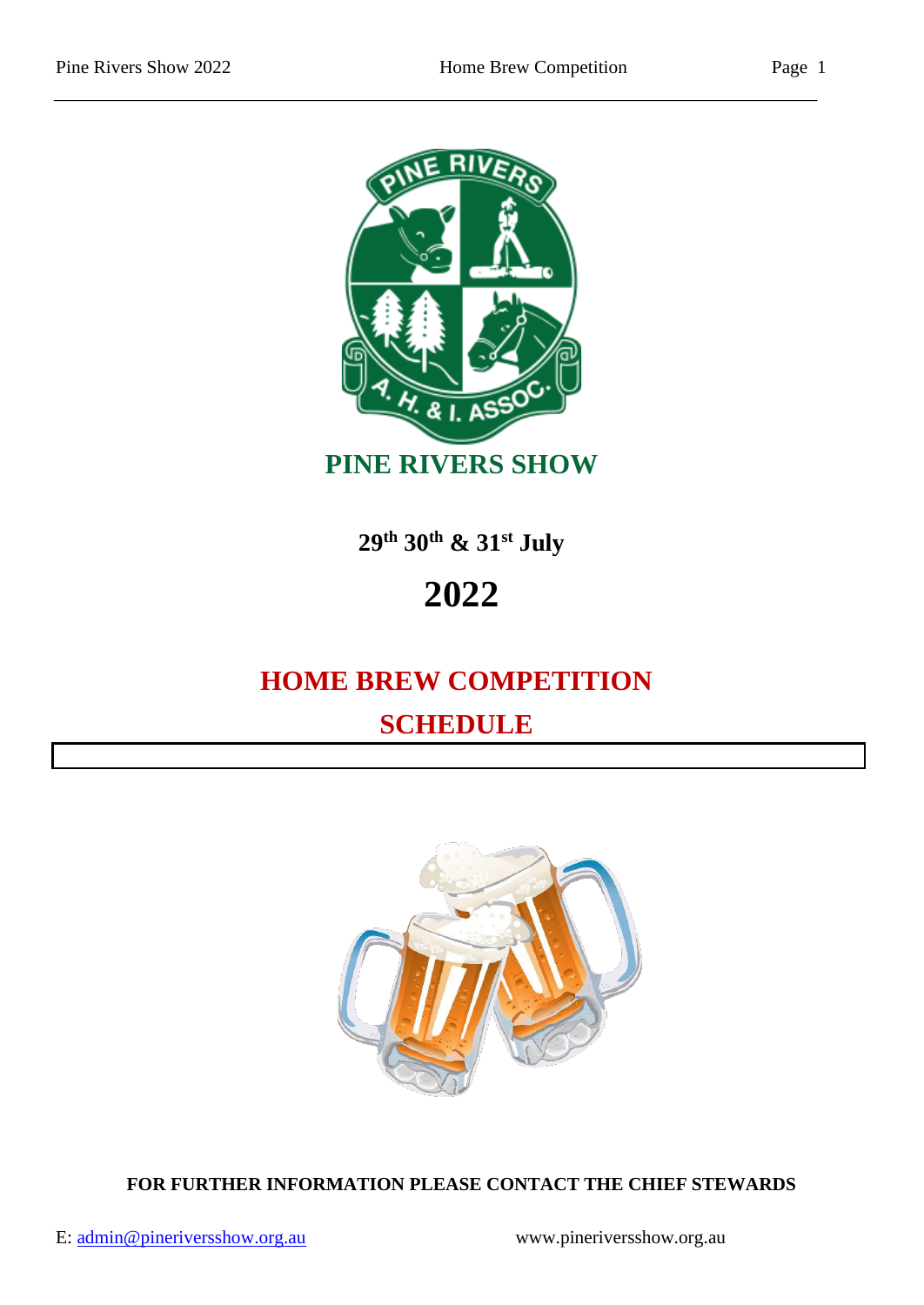# PINE RIVERS SHOW

**29th 30th & 31st July**

# 2022

## HOME BREW COMPETITION

## SCHEDULE

**FOR FURTHER INFORMATION PLEASE CONTACT THE CHIEF STEWARDS**

E: admin@pineriversshow.org.au www.pineriversshow.org.au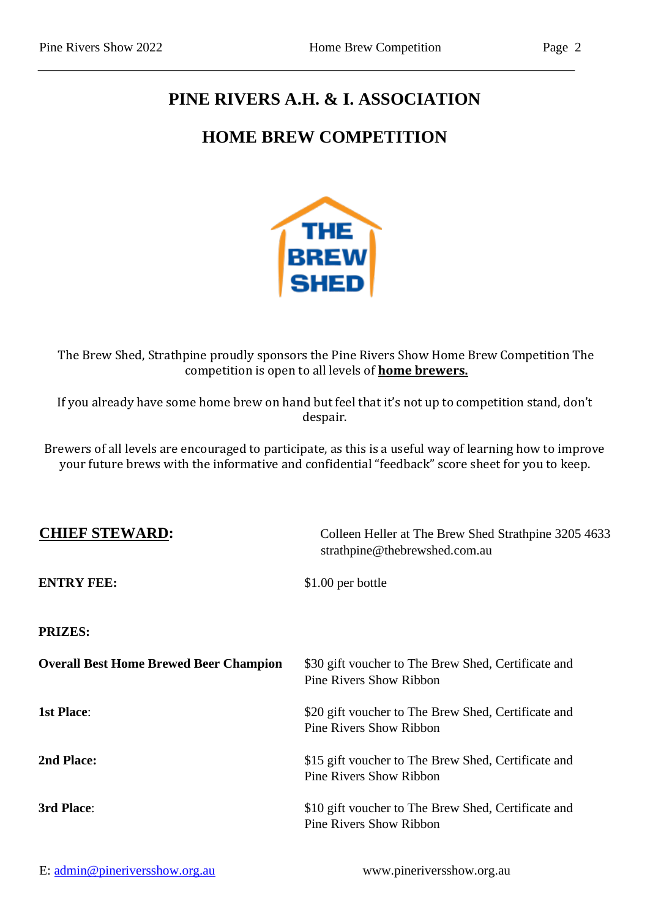# PINE RIVERS A.H. & I. ASSOCIATION

# HOME BREW COMPETITION

The Brew Shed, Strathpine proudly sponsors the Pine Rivers Show Home Brew Competition The competition is open to all levels of **home brewers.**

If you already have some home brew on hand but feel that it's not up to competition stand, don't despair.

Brewers of all levels are encouraged to participate, as this is a useful way of learning how to improve your future brews with the informative and confidential "feedback" score sheet for you to keep.

**CHIEF STEWARD:** Colleen Heller at The Brew Shed Strathpine 3205 4633
strathpine@thebrewshed.com.au

**ENTRY FEE:** $1.00 per bottle

**PRIZES:**

| | |
|---|---|
| **Overall Best Home Brewed Beer Champion** | $30 gift voucher to The Brew Shed, Certificate and Pine Rivers Show Ribbon |
| **1st Place**: | $20 gift voucher to The Brew Shed, Certificate and Pine Rivers Show Ribbon |
| **2nd Place:** | $15 gift voucher to The Brew Shed, Certificate and Pine Rivers Show Ribbon |
| **3rd Place**: | $10 gift voucher to The Brew Shed, Certificate and Pine Rivers Show Ribbon |

E: admin@pineriversshow.org.au www.pineriversshow.org.au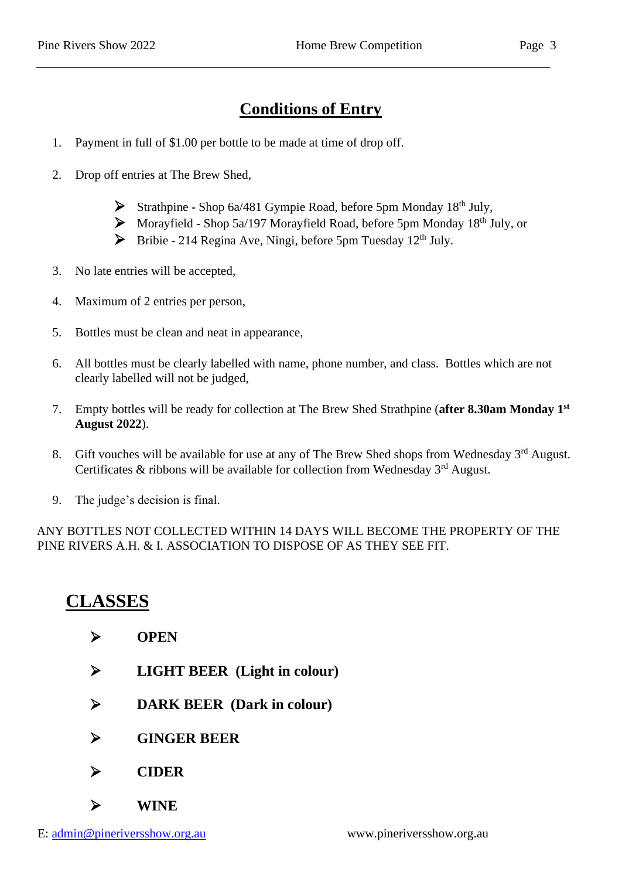# Conditions of Entry

1. Payment in full of $1.00 per bottle to be made at time of drop off.
2. Drop off entries at The Brew Shed,
   - Strathpine - Shop 6a/481 Gympie Road, before 5pm Monday 18th July,
   - Morayfield - Shop 5a/197 Morayfield Road, before 5pm Monday 18th July, or
   - Bribie - 214 Regina Ave, Ningi, before 5pm Tuesday 12th July.
3. No late entries will be accepted,
4. Maximum of 2 entries per person,
5. Bottles must be clean and neat in appearance,
6. All bottles must be clearly labelled with name, phone number, and class. Bottles which are not clearly labelled will not be judged,
7. Empty bottles will be ready for collection at The Brew Shed Strathpine (**after 8.30am Monday 1st August 2022**).
8. Gift vouches will be available for use at any of The Brew Shed shops from Wednesday 3rd August. Certificates & ribbons will be available for collection from Wednesday 3rd August.
9. The judge's decision is final.

ANY BOTTLES NOT COLLECTED WITHIN 14 DAYS WILL BECOME THE PROPERTY OF THE PINE RIVERS A.H. & I. ASSOCIATION TO DISPOSE OF AS THEY SEE FIT.

# CLASSES

- **OPEN**
- **LIGHT BEER (Light in colour)**
- **DARK BEER (Dark in colour)**
- **GINGER BEER**
- **CIDER**
- **WINE**

E: admin@pineriversshow.org.au www.pineriversshow.org.au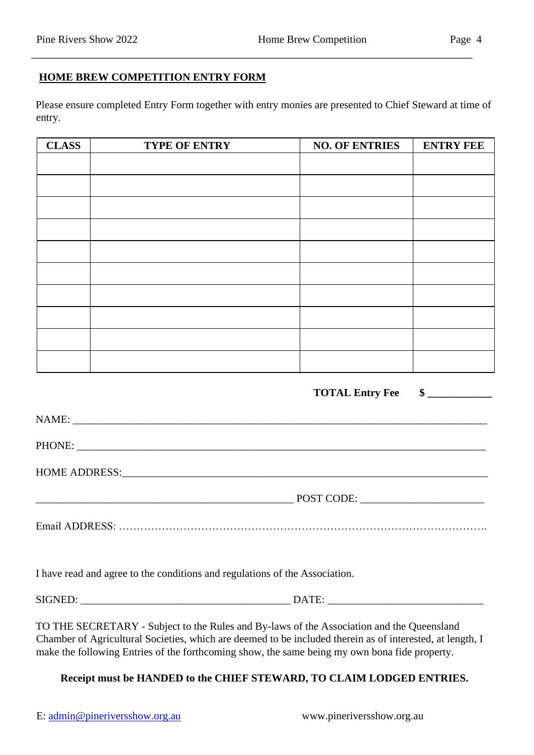## HOME BREW COMPETITION ENTRY FORM

Please ensure completed Entry Form together with entry monies are presented to Chief Steward at time of entry.

| CLASS | TYPE OF ENTRY | NO. OF ENTRIES | ENTRY FEE |
|---|---|---|---|
| | | | |
| | | | |
| | | | |
| | | | |
| | | | |
| | | | |
| | | | |
| | | | |
| | | | |
| | | | |

**TOTAL Entry Fee $ ____________**

NAME: ___________________________________________________________________________

PHONE: __________________________________________________________________________

HOME ADDRESS:___________________________________________________________________

______________________________________________ POST CODE: ______________________

Email ADDRESS: ………………………………………………………………………………………….

I have read and agree to the conditions and regulations of the Association.

SIGNED: ______________________________________ DATE: ___________________________

TO THE SECRETARY - Subject to the Rules and By-laws of the Association and the Queensland Chamber of Agricultural Societies, which are deemed to be included therein as of interested, at length, I make the following Entries of the forthcoming show, the same being my own bona fide property.

**Receipt must be HANDED to the CHIEF STEWARD, TO CLAIM LODGED ENTRIES.**

E: admin@pineriversshow.org.au www.pineriversshow.org.au